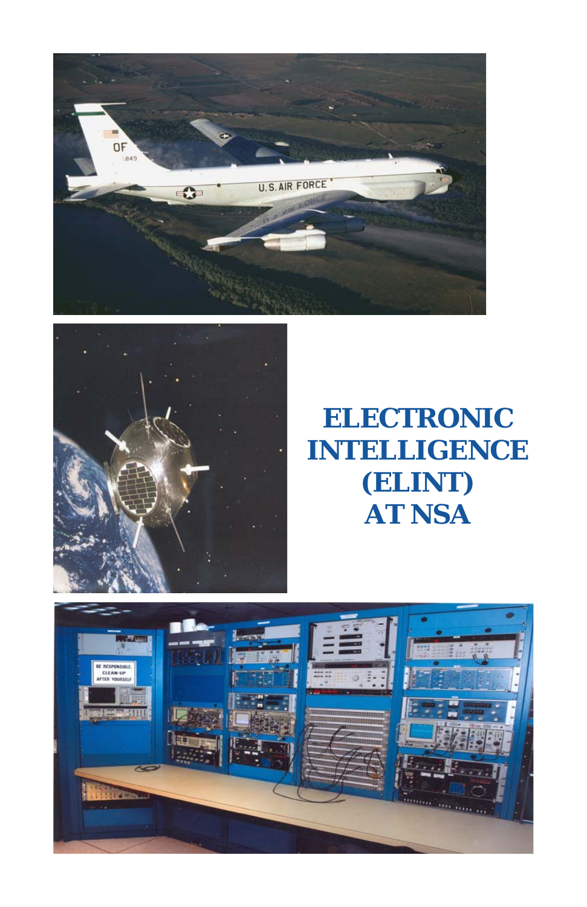# ELECTRONIC INTELLIGENCE (ELINT) AT NSA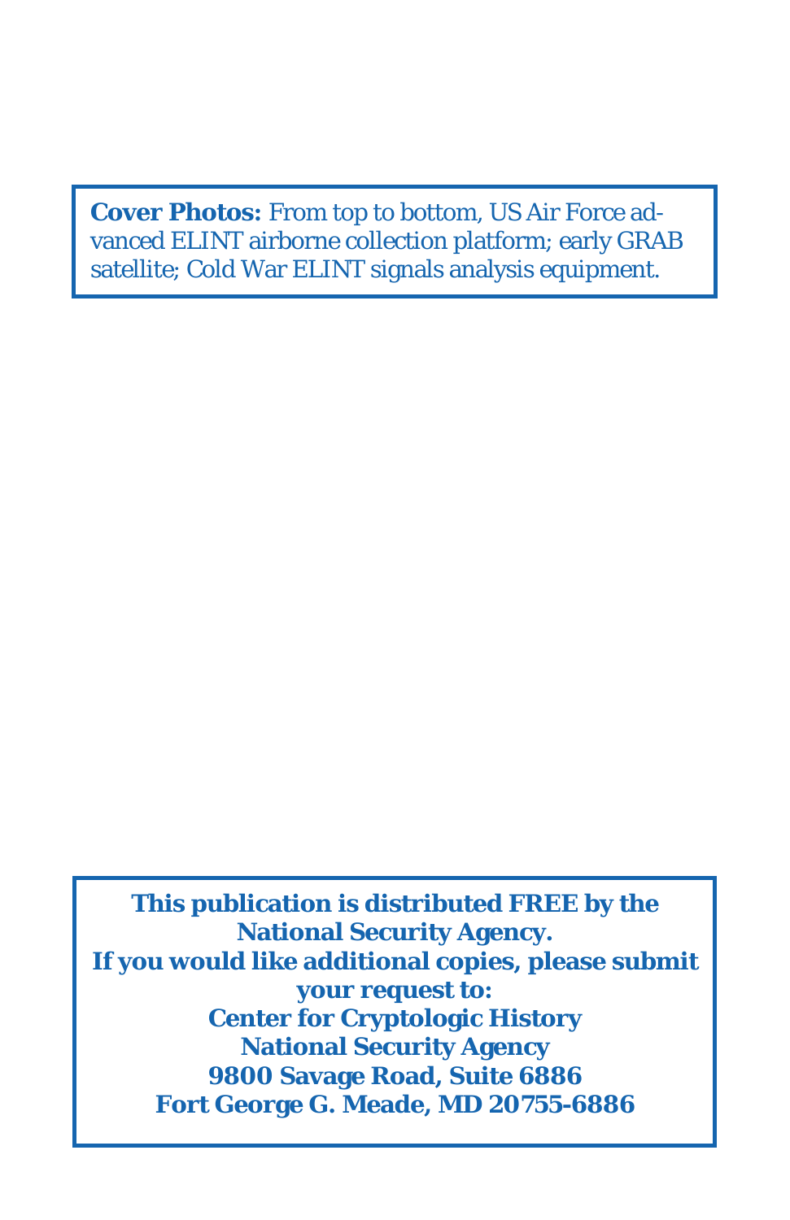**Cover Photos:** From top to bottom, US Air Force advanced ELINT airborne collection platform; early GRAB satellite; Cold War ELINT signals analysis equipment.

**This publication is distributed FREE by the National Security Agency.**
**If you would like additional copies, please submit your request to:**
**Center for Cryptologic History**
**National Security Agency**
**9800 Savage Road, Suite 6886**
**Fort George G. Meade, MD 20755-6886**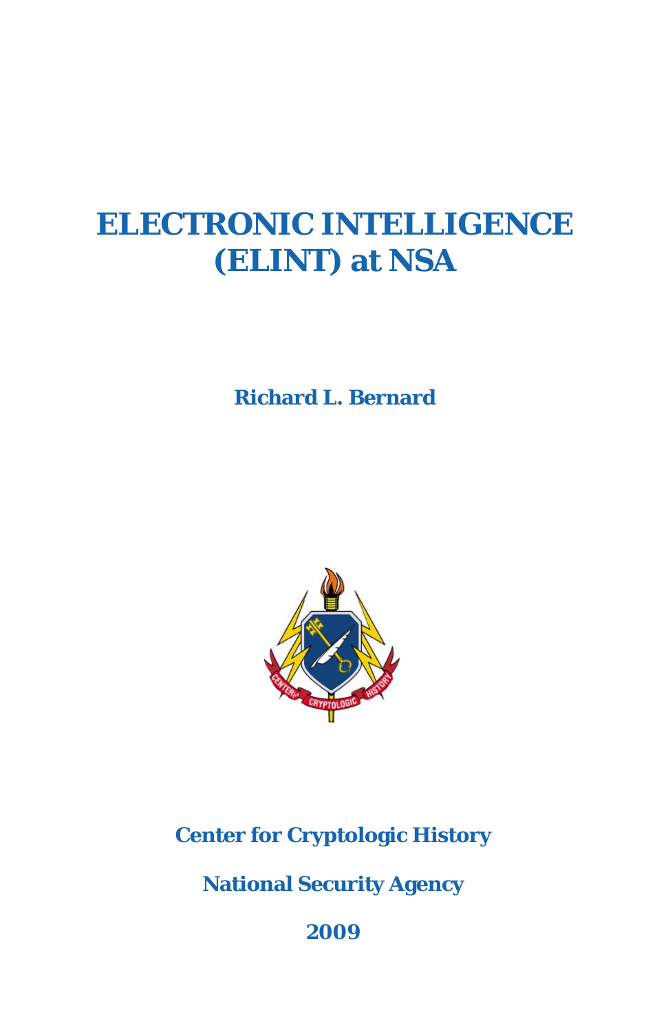# ELECTRONIC INTELLIGENCE (ELINT) at NSA

**Richard L. Bernard**

**Center for Cryptologic History**

**National Security Agency**

**2009**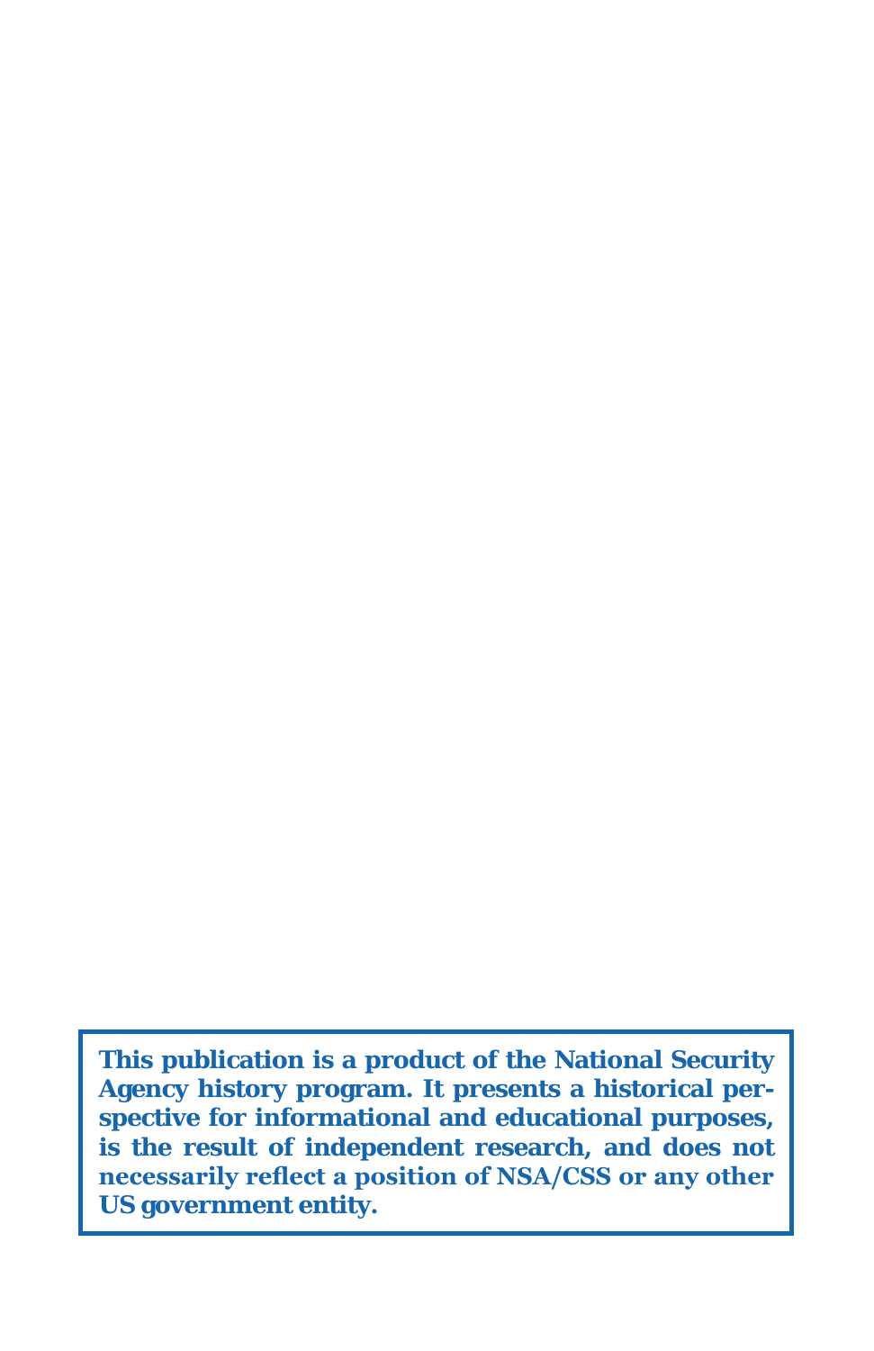**This publication is a product of the National Security Agency history program. It presents a historical perspective for informational and educational purposes, is the result of independent research, and does not necessarily reflect a position of NSA/CSS or any other US government entity.**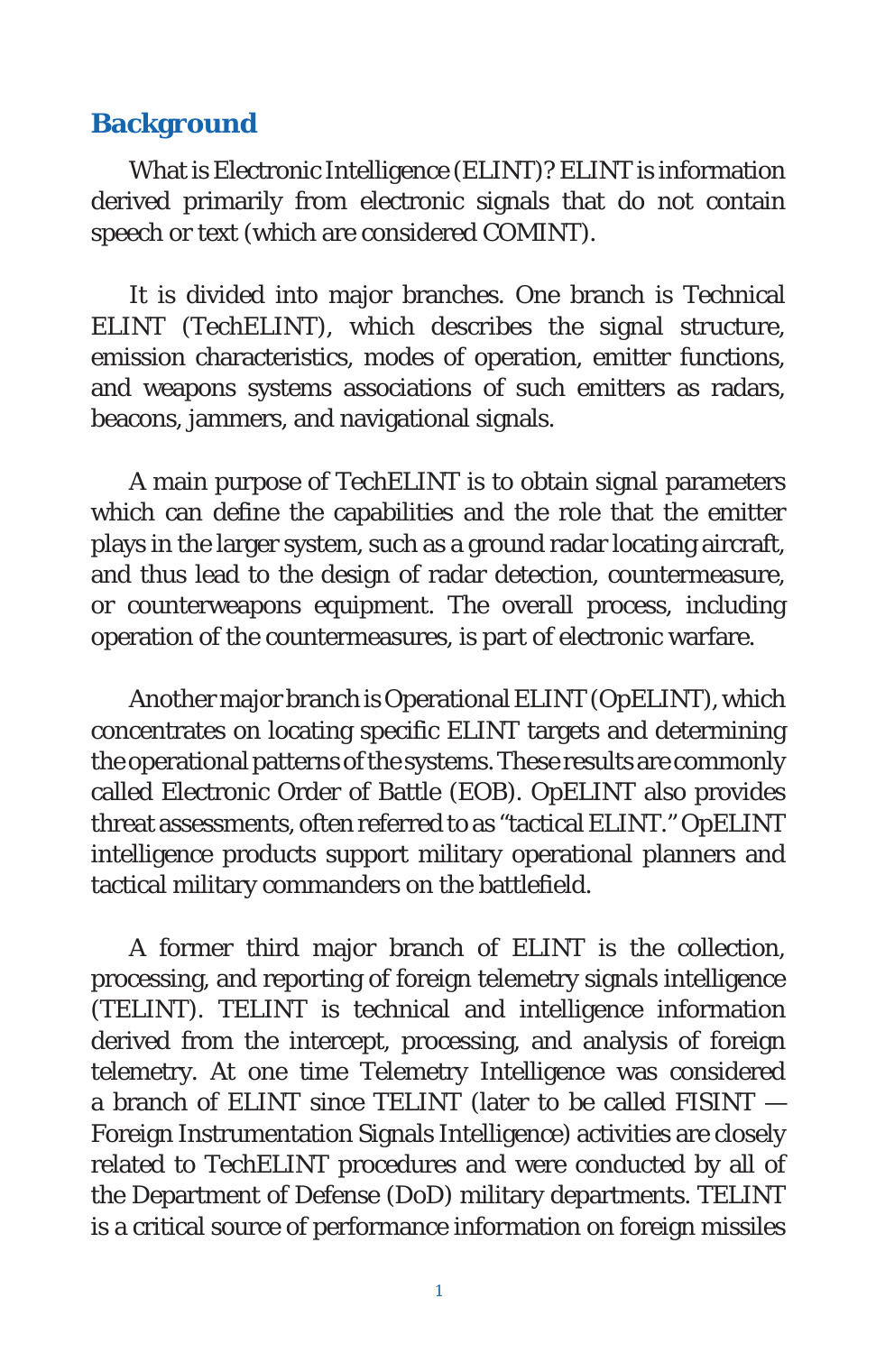## Background

What is Electronic Intelligence (ELINT)? ELINT is information derived primarily from electronic signals that do not contain speech or text (which are considered COMINT).

It is divided into major branches. One branch is Technical ELINT (TechELINT), which describes the signal structure, emission characteristics, modes of operation, emitter functions, and weapons systems associations of such emitters as radars, beacons, jammers, and navigational signals.

A main purpose of TechELINT is to obtain signal parameters which can define the capabilities and the role that the emitter plays in the larger system, such as a ground radar locating aircraft, and thus lead to the design of radar detection, countermeasure, or counterweapons equipment. The overall process, including operation of the countermeasures, is part of electronic warfare.

Another major branch is Operational ELINT (OpELINT), which concentrates on locating specific ELINT targets and determining the operational patterns of the systems. These results are commonly called Electronic Order of Battle (EOB). OpELINT also provides threat assessments, often referred to as "tactical ELINT." OpELINT intelligence products support military operational planners and tactical military commanders on the battlefield.

A former third major branch of ELINT is the collection, processing, and reporting of foreign telemetry signals intelligence (TELINT). TELINT is technical and intelligence information derived from the intercept, processing, and analysis of foreign telemetry. At one time Telemetry Intelligence was considered a branch of ELINT since TELINT (later to be called FISINT — Foreign Instrumentation Signals Intelligence) activities are closely related to TechELINT procedures and were conducted by all of the Department of Defense (DoD) military departments. TELINT is a critical source of performance information on foreign missiles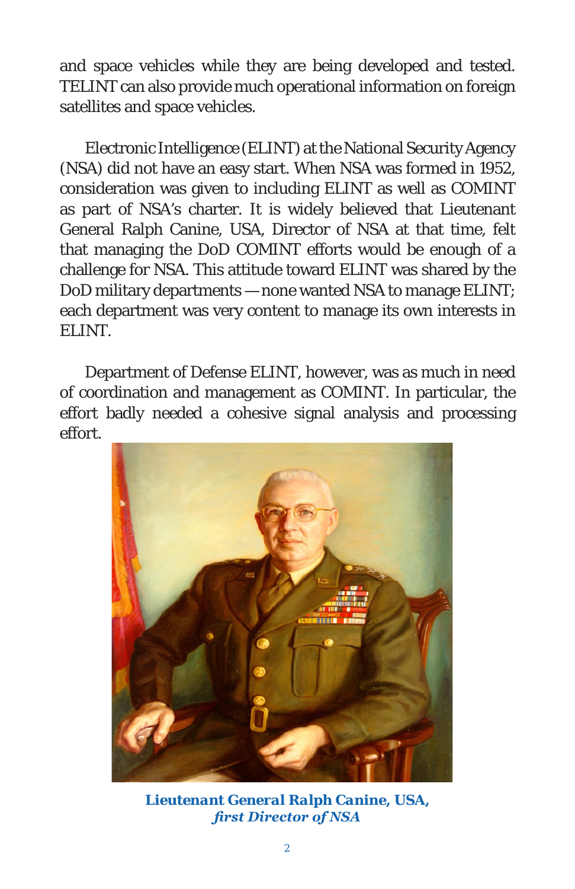and space vehicles while they are being developed and tested. TELINT can also provide much operational information on foreign satellites and space vehicles.

Electronic Intelligence (ELINT) at the National Security Agency (NSA) did not have an easy start. When NSA was formed in 1952, consideration was given to including ELINT as well as COMINT as part of NSA's charter. It is widely believed that Lieutenant General Ralph Canine, USA, Director of NSA at that time, felt that managing the DoD COMINT efforts would be enough of a challenge for NSA. This attitude toward ELINT was shared by the DoD military departments — none wanted NSA to manage ELINT; each department was very content to manage its own interests in ELINT.

Department of Defense ELINT, however, was as much in need of coordination and management as COMINT. In particular, the effort badly needed a cohesive signal analysis and processing effort.

***Lieutenant General Ralph Canine, USA,***
***first Director of NSA***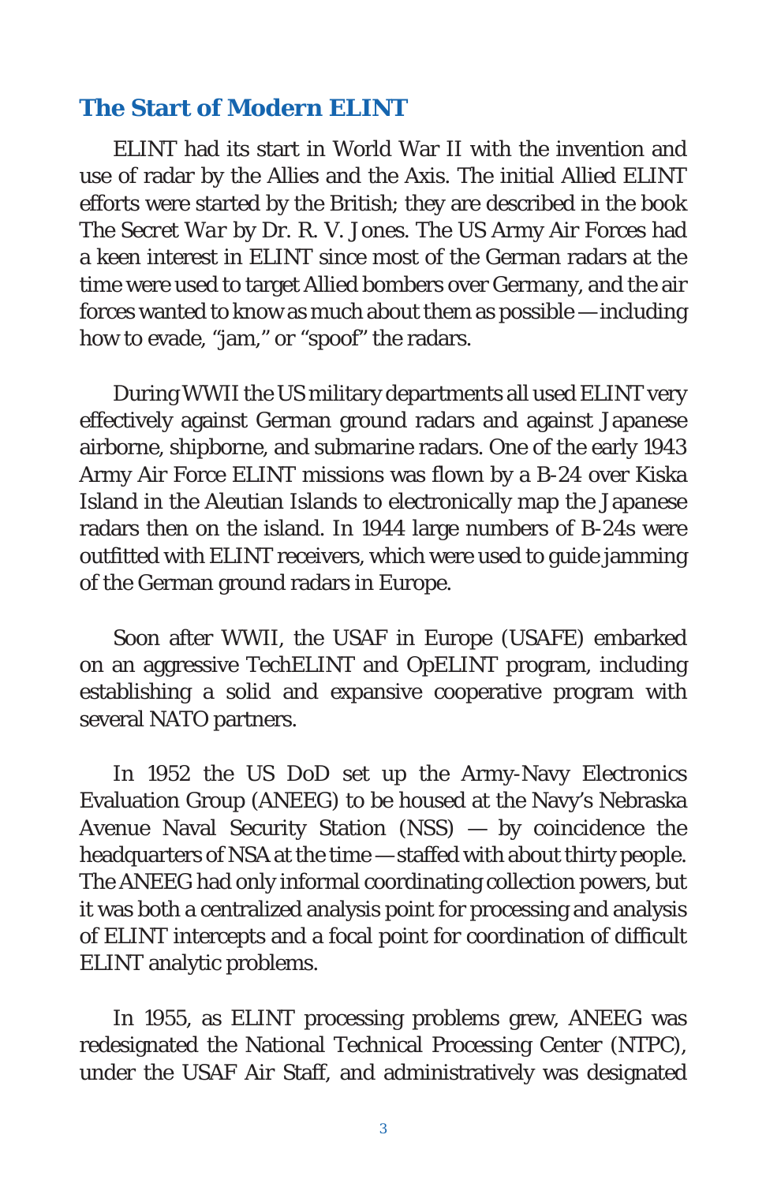## The Start of Modern ELINT

ELINT had its start in World War II with the invention and use of radar by the Allies and the Axis. The initial Allied ELINT efforts were started by the British; they are described in the book *The Secret War* by Dr. R. V. Jones. The US Army Air Forces had a keen interest in ELINT since most of the German radars at the time were used to target Allied bombers over Germany, and the air forces wanted to know as much about them as possible — including how to evade, "jam," or "spoof" the radars.

During WWII the US military departments all used ELINT very effectively against German ground radars and against Japanese airborne, shipborne, and submarine radars. One of the early 1943 Army Air Force ELINT missions was flown by a B-24 over Kiska Island in the Aleutian Islands to electronically map the Japanese radars then on the island. In 1944 large numbers of B-24s were outfitted with ELINT receivers, which were used to guide jamming of the German ground radars in Europe.

Soon after WWII, the USAF in Europe (USAFE) embarked on an aggressive TechELINT and OpELINT program, including establishing a solid and expansive cooperative program with several NATO partners.

In 1952 the US DoD set up the Army-Navy Electronics Evaluation Group (ANEEG) to be housed at the Navy's Nebraska Avenue Naval Security Station (NSS) — by coincidence the headquarters of NSA at the time — staffed with about thirty people. The ANEEG had only informal coordinating collection powers, but it was both a centralized analysis point for processing and analysis of ELINT intercepts and a focal point for coordination of difficult ELINT analytic problems.

In 1955, as ELINT processing problems grew, ANEEG was redesignated the National Technical Processing Center (NTPC), under the USAF Air Staff, and administratively was designated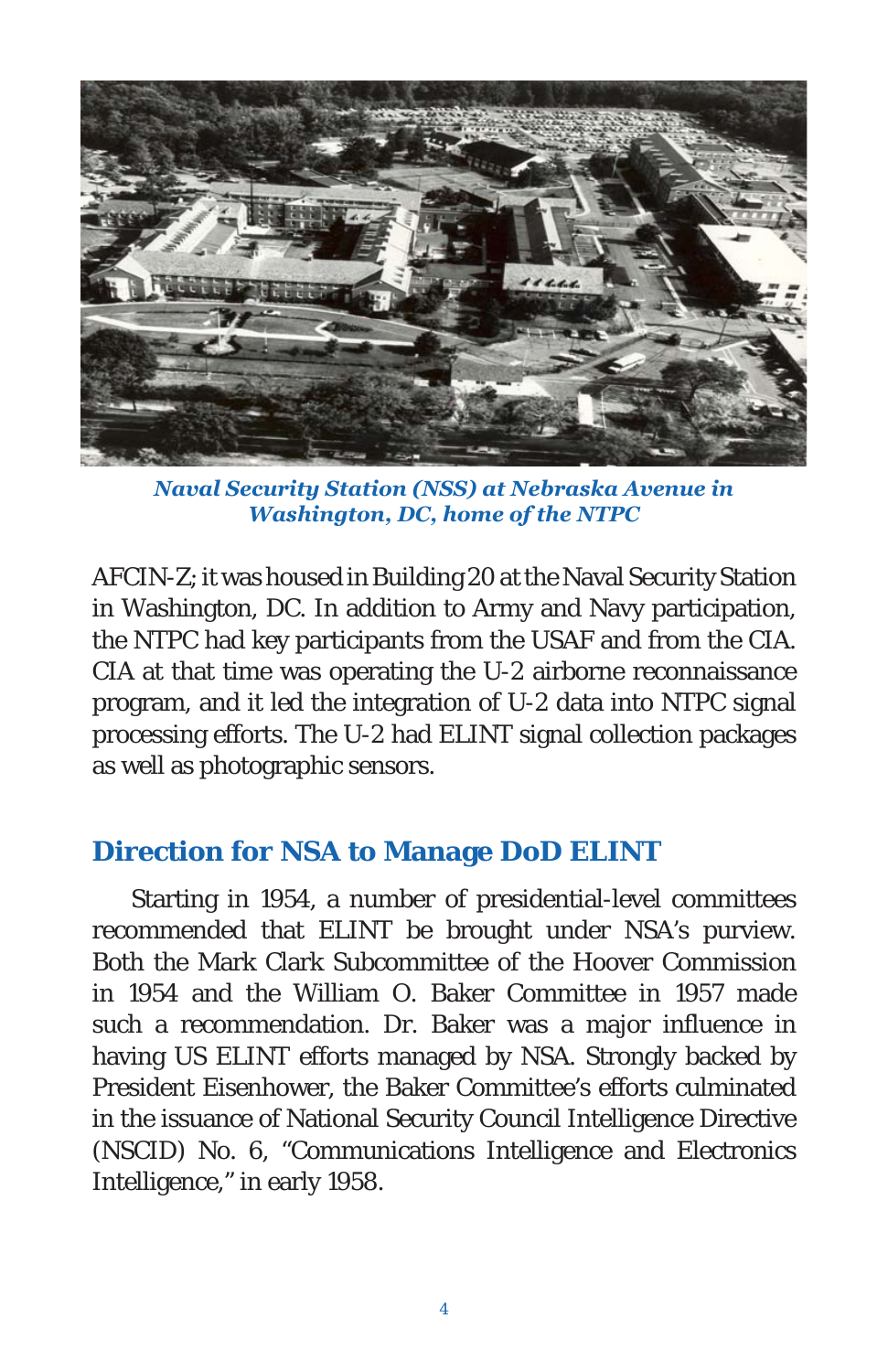*Naval Security Station (NSS) at Nebraska Avenue in Washington, DC, home of the NTPC*

AFCIN-Z; it was housed in Building 20 at the Naval Security Station in Washington, DC. In addition to Army and Navy participation, the NTPC had key participants from the USAF and from the CIA. CIA at that time was operating the U-2 airborne reconnaissance program, and it led the integration of U-2 data into NTPC signal processing efforts. The U-2 had ELINT signal collection packages as well as photographic sensors.

## Direction for NSA to Manage DoD ELINT

Starting in 1954, a number of presidential-level committees recommended that ELINT be brought under NSA's purview. Both the Mark Clark Subcommittee of the Hoover Commission in 1954 and the William O. Baker Committee in 1957 made such a recommendation. Dr. Baker was a major influence in having US ELINT efforts managed by NSA. Strongly backed by President Eisenhower, the Baker Committee's efforts culminated in the issuance of National Security Council Intelligence Directive (NSCID) No. 6, "Communications Intelligence and Electronics Intelligence," in early 1958.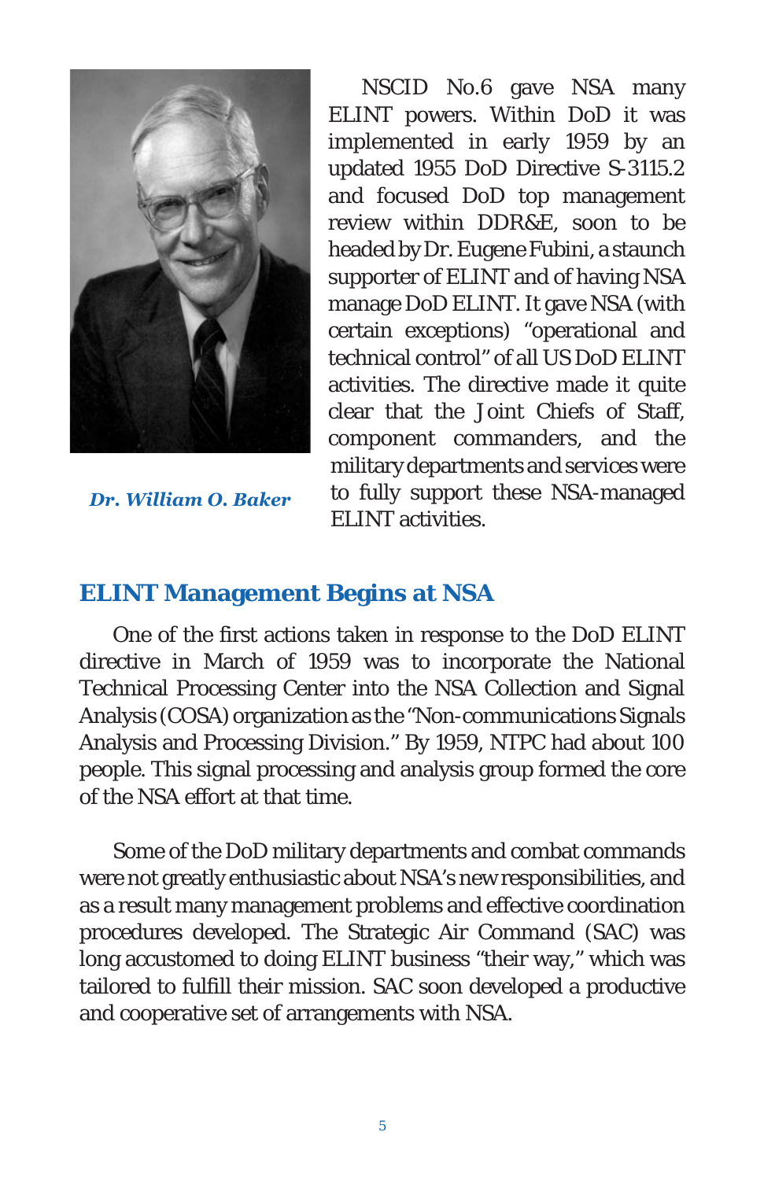*Dr. William O. Baker*

NSCID No.6 gave NSA many ELINT powers. Within DoD it was implemented in early 1959 by an updated 1955 DoD Directive S-3115.2 and focused DoD top management review within DDR&E, soon to be headed by Dr. Eugene Fubini, a staunch supporter of ELINT and of having NSA manage DoD ELINT. It gave NSA (with certain exceptions) "operational and technical control" of all US DoD ELINT activities. The directive made it quite clear that the Joint Chiefs of Staff, component commanders, and the military departments and services were to fully support these NSA-managed ELINT activities.

## ELINT Management Begins at NSA

One of the first actions taken in response to the DoD ELINT directive in March of 1959 was to incorporate the National Technical Processing Center into the NSA Collection and Signal Analysis (COSA) organization as the "Non-communications Signals Analysis and Processing Division." By 1959, NTPC had about 100 people. This signal processing and analysis group formed the core of the NSA effort at that time.

Some of the DoD military departments and combat commands were not greatly enthusiastic about NSA's new responsibilities, and as a result many management problems and effective coordination procedures developed. The Strategic Air Command (SAC) was long accustomed to doing ELINT business "their way," which was tailored to fulfill their mission. SAC soon developed a productive and cooperative set of arrangements with NSA.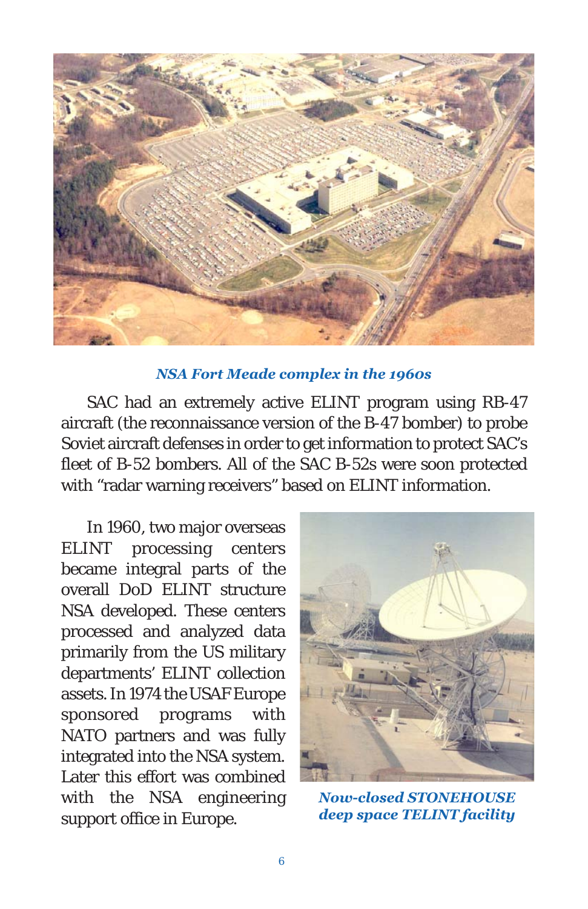*NSA Fort Meade complex in the 1960s*

SAC had an extremely active ELINT program using RB-47 aircraft (the reconnaissance version of the B-47 bomber) to probe Soviet aircraft defenses in order to get information to protect SAC's fleet of B-52 bombers. All of the SAC B-52s were soon protected with "radar warning receivers" based on ELINT information.

In 1960, two major overseas ELINT processing centers became integral parts of the overall DoD ELINT structure NSA developed. These centers processed and analyzed data primarily from the US military departments' ELINT collection assets. In 1974 the USAF Europe sponsored programs with NATO partners and was fully integrated into the NSA system. Later this effort was combined with the NSA engineering support office in Europe.

*Now-closed STONEHOUSE deep space TELINT facility*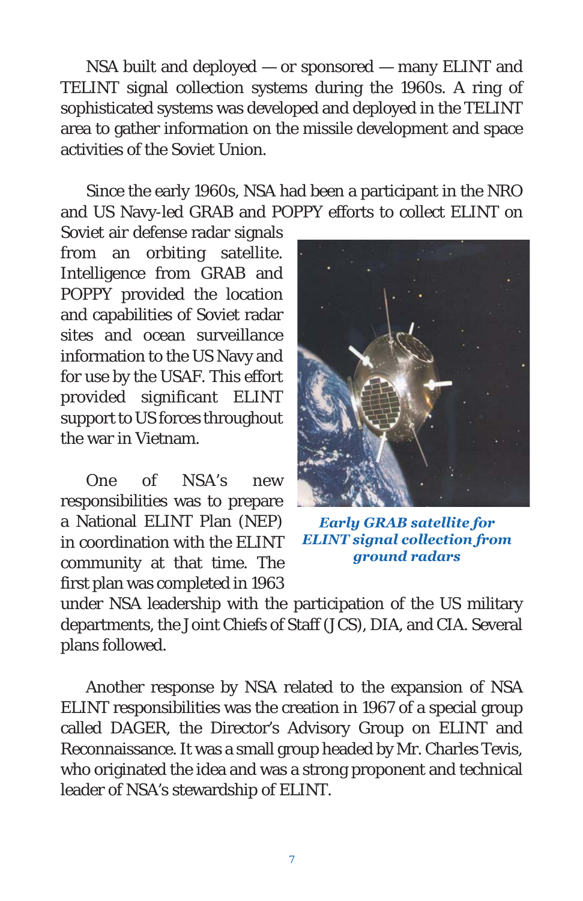NSA built and deployed — or sponsored — many ELINT and TELINT signal collection systems during the 1960s. A ring of sophisticated systems was developed and deployed in the TELINT area to gather information on the missile development and space activities of the Soviet Union.

Since the early 1960s, NSA had been a participant in the NRO and US Navy-led GRAB and POPPY efforts to collect ELINT on Soviet air defense radar signals from an orbiting satellite. Intelligence from GRAB and POPPY provided the location and capabilities of Soviet radar sites and ocean surveillance information to the US Navy and for use by the USAF. This effort provided significant ELINT support to US forces throughout the war in Vietnam.

***Early GRAB satellite for ELINT signal collection from ground radars***

One of NSA's new responsibilities was to prepare a National ELINT Plan (NEP) in coordination with the ELINT community at that time. The first plan was completed in 1963 under NSA leadership with the participation of the US military departments, the Joint Chiefs of Staff (JCS), DIA, and CIA. Several plans followed.

Another response by NSA related to the expansion of NSA ELINT responsibilities was the creation in 1967 of a special group called DAGER, the Director's Advisory Group on ELINT and Reconnaissance. It was a small group headed by Mr. Charles Tevis, who originated the idea and was a strong proponent and technical leader of NSA's stewardship of ELINT.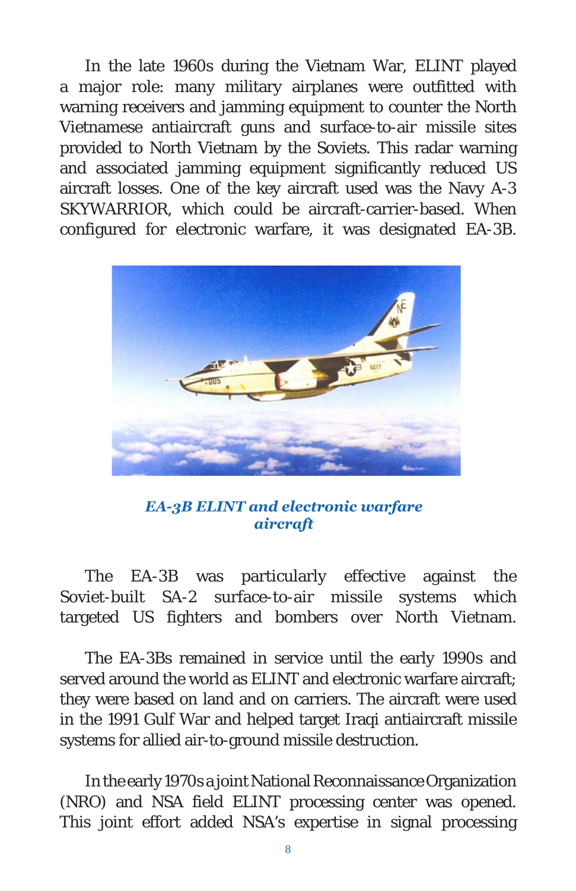In the late 1960s during the Vietnam War, ELINT played a major role: many military airplanes were outfitted with warning receivers and jamming equipment to counter the North Vietnamese antiaircraft guns and surface-to-air missile sites provided to North Vietnam by the Soviets. This radar warning and associated jamming equipment significantly reduced US aircraft losses. One of the key aircraft used was the Navy A-3 SKYWARRIOR, which could be aircraft-carrier-based. When configured for electronic warfare, it was designated EA-3B.

***EA-3B ELINT and electronic warfare aircraft***

The EA-3B was particularly effective against the Soviet-built SA-2 surface-to-air missile systems which targeted US fighters and bombers over North Vietnam.

The EA-3Bs remained in service until the early 1990s and served around the world as ELINT and electronic warfare aircraft; they were based on land and on carriers. The aircraft were used in the 1991 Gulf War and helped target Iraqi antiaircraft missile systems for allied air-to-ground missile destruction.

In the early 1970s a joint National Reconnaissance Organization (NRO) and NSA field ELINT processing center was opened. This joint effort added NSA's expertise in signal processing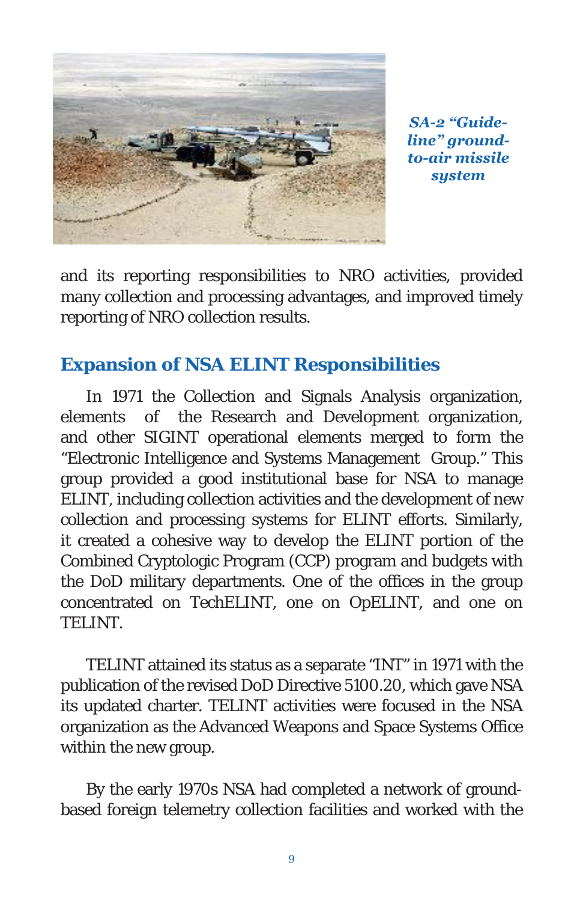*SA-2 "Guide-line" ground-to-air missile system*

and its reporting responsibilities to NRO activities, provided many collection and processing advantages, and improved timely reporting of NRO collection results.

## Expansion of NSA ELINT Responsibilities

In 1971 the Collection and Signals Analysis organization, elements of the Research and Development organization, and other SIGINT operational elements merged to form the "Electronic Intelligence and Systems Management Group." This group provided a good institutional base for NSA to manage ELINT, including collection activities and the development of new collection and processing systems for ELINT efforts. Similarly, it created a cohesive way to develop the ELINT portion of the Combined Cryptologic Program (CCP) program and budgets with the DoD military departments. One of the offices in the group concentrated on TechELINT, one on OpELINT, and one on TELINT.

TELINT attained its status as a separate "INT" in 1971 with the publication of the revised DoD Directive 5100.20, which gave NSA its updated charter. TELINT activities were focused in the NSA organization as the Advanced Weapons and Space Systems Office within the new group.

By the early 1970s NSA had completed a network of ground-based foreign telemetry collection facilities and worked with the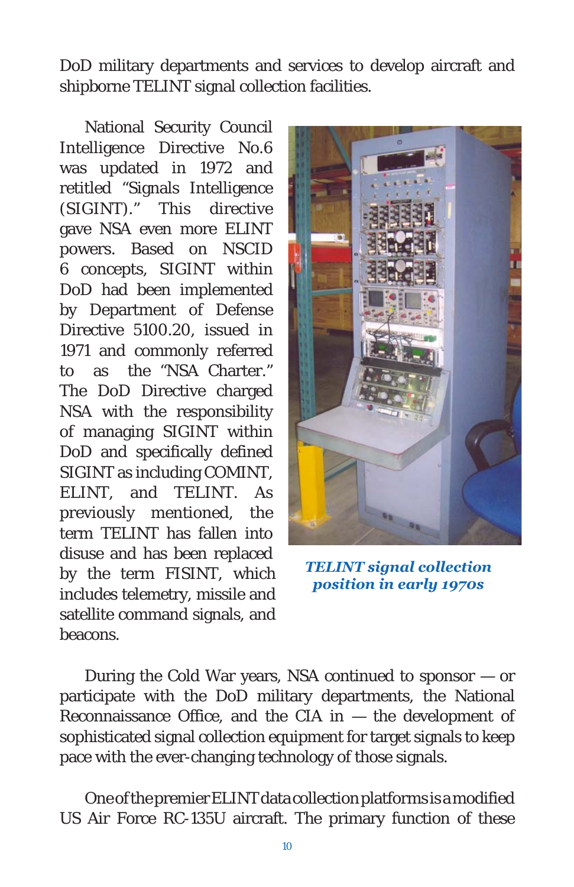DoD military departments and services to develop aircraft and shipborne TELINT signal collection facilities.

National Security Council Intelligence Directive No.6 was updated in 1972 and retitled "Signals Intelligence (SIGINT)." This directive gave NSA even more ELINT powers. Based on NSCID 6 concepts, SIGINT within DoD had been implemented by Department of Defense Directive 5100.20, issued in 1971 and commonly referred to as the "NSA Charter." The DoD Directive charged NSA with the responsibility of managing SIGINT within DoD and specifically defined SIGINT as including COMINT, ELINT, and TELINT. As previously mentioned, the term TELINT has fallen into disuse and has been replaced by the term FISINT, which includes telemetry, missile and satellite command signals, and beacons.

***TELINT signal collection position in early 1970s***

During the Cold War years, NSA continued to sponsor — or participate with the DoD military departments, the National Reconnaissance Office, and the CIA in — the development of sophisticated signal collection equipment for target signals to keep pace with the ever-changing technology of those signals.

One of the premier ELINT data collection platforms is a modified US Air Force RC-135U aircraft. The primary function of these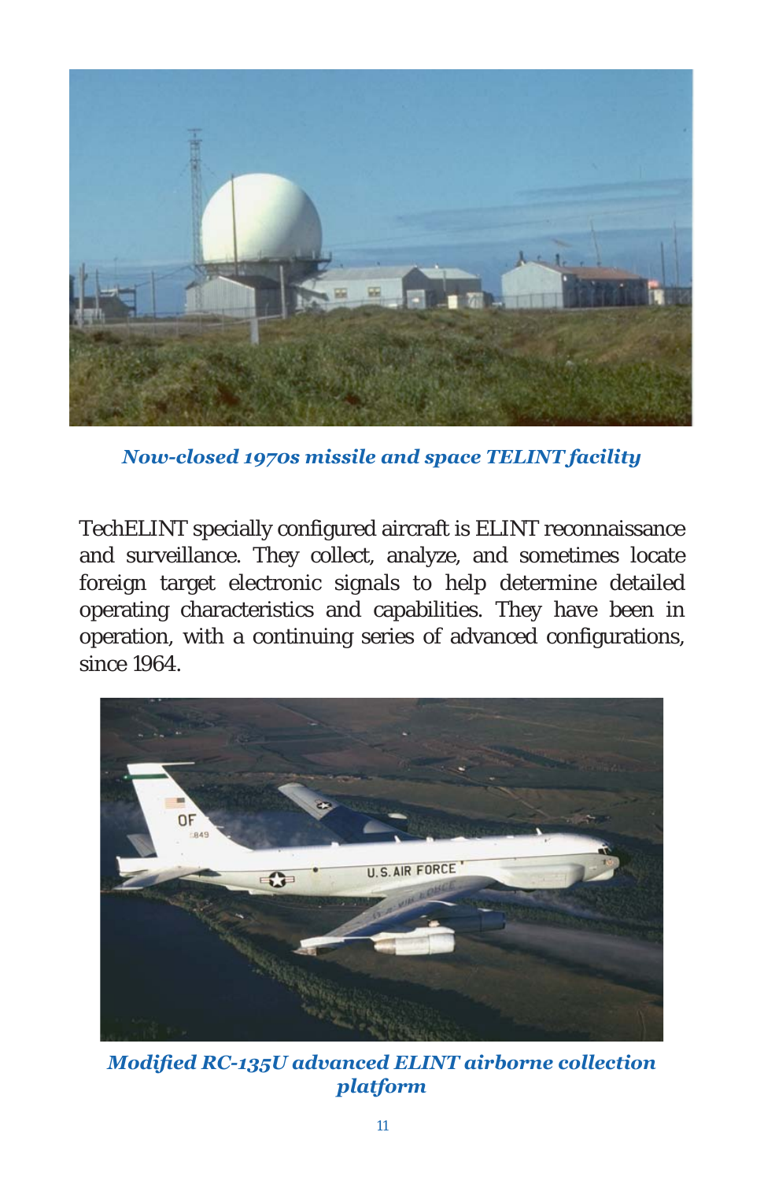***Now-closed 1970s missile and space TELINT facility***

TechELINT specially configured aircraft is ELINT reconnaissance and surveillance. They collect, analyze, and sometimes locate foreign target electronic signals to help determine detailed operating characteristics and capabilities. They have been in operation, with a continuing series of advanced configurations, since 1964.

***Modified RC-135U advanced ELINT airborne collection platform***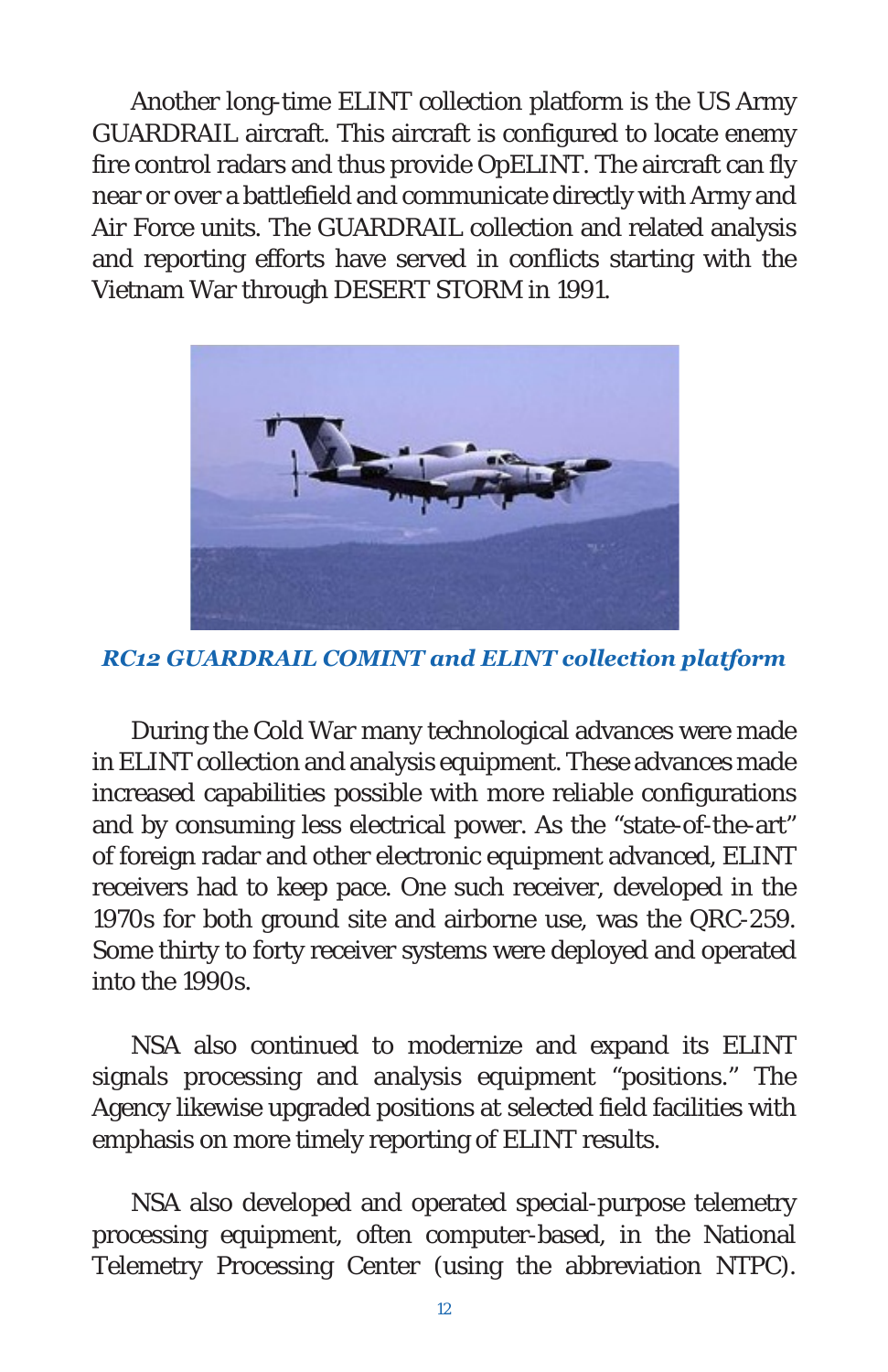Another long-time ELINT collection platform is the US Army GUARDRAIL aircraft. This aircraft is configured to locate enemy fire control radars and thus provide OpELINT. The aircraft can fly near or over a battlefield and communicate directly with Army and Air Force units. The GUARDRAIL collection and related analysis and reporting efforts have served in conflicts starting with the Vietnam War through DESERT STORM in 1991.

***RC12 GUARDRAIL COMINT and ELINT collection platform***

During the Cold War many technological advances were made in ELINT collection and analysis equipment. These advances made increased capabilities possible with more reliable configurations and by consuming less electrical power. As the "state-of-the-art" of foreign radar and other electronic equipment advanced, ELINT receivers had to keep pace. One such receiver, developed in the 1970s for both ground site and airborne use, was the QRC-259. Some thirty to forty receiver systems were deployed and operated into the 1990s.

NSA also continued to modernize and expand its ELINT signals processing and analysis equipment "positions." The Agency likewise upgraded positions at selected field facilities with emphasis on more timely reporting of ELINT results.

NSA also developed and operated special-purpose telemetry processing equipment, often computer-based, in the National Telemetry Processing Center (using the abbreviation NTPC).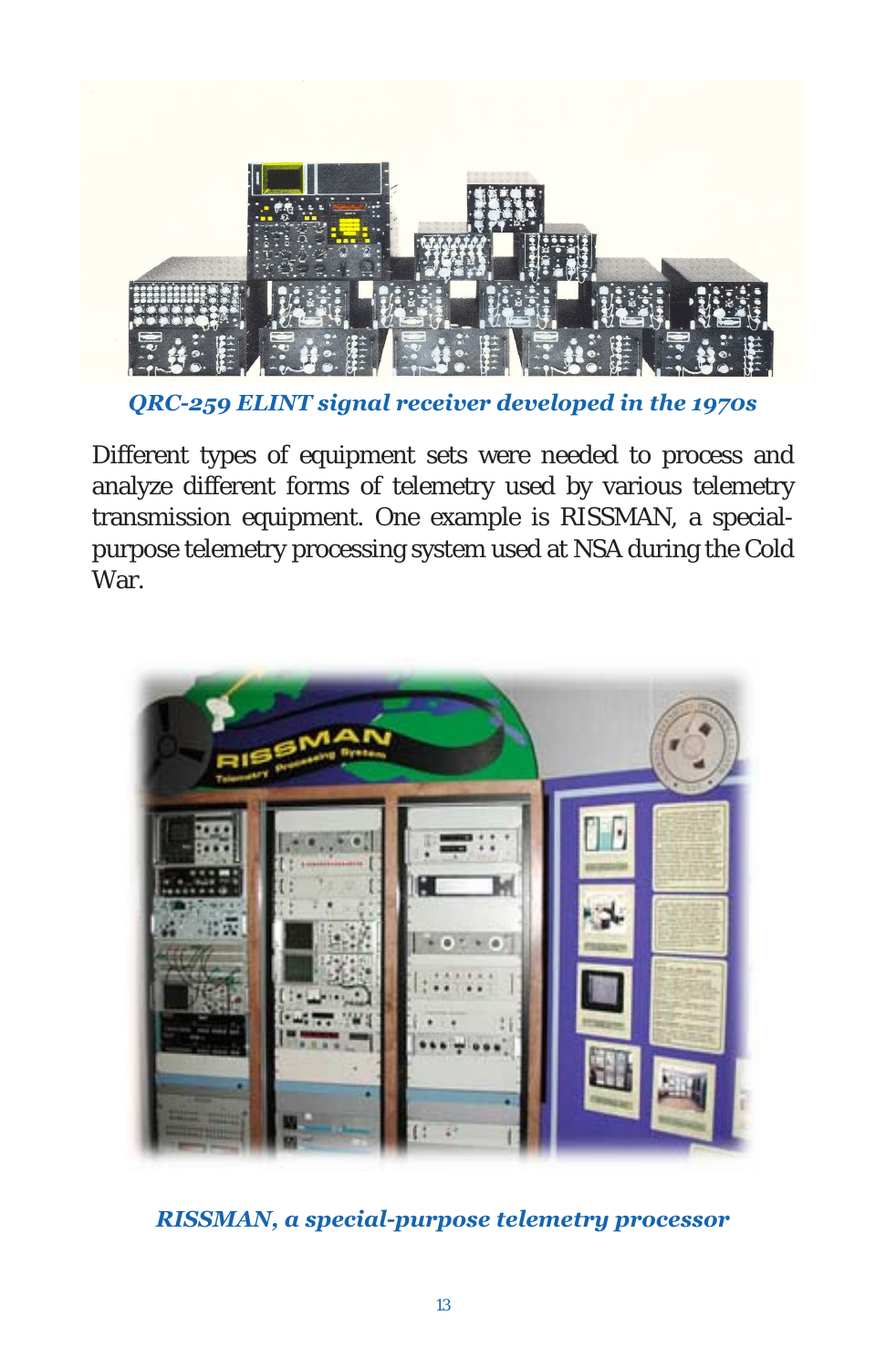*QRC-259 ELINT signal receiver developed in the 1970s*

Different types of equipment sets were needed to process and analyze different forms of telemetry used by various telemetry transmission equipment. One example is RISSMAN, a special-purpose telemetry processing system used at NSA during the Cold War.

*RISSMAN, a special-purpose telemetry processor*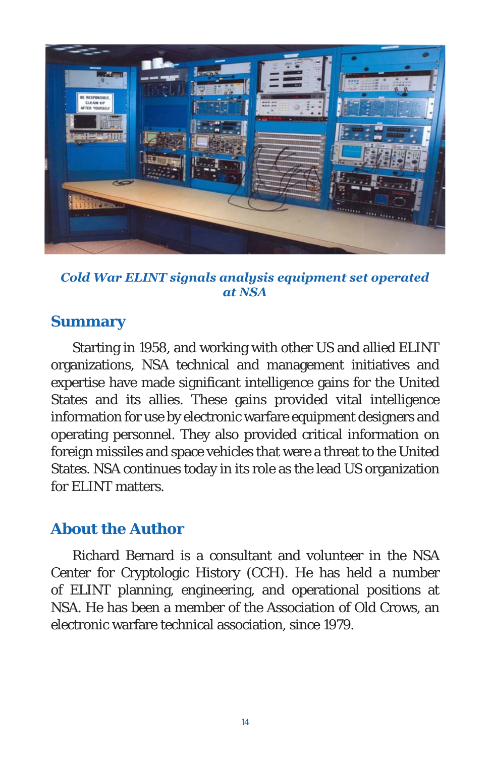*Cold War ELINT signals analysis equipment set operated at NSA*

## Summary

Starting in 1958, and working with other US and allied ELINT organizations, NSA technical and management initiatives and expertise have made significant intelligence gains for the United States and its allies. These gains provided vital intelligence information for use by electronic warfare equipment designers and operating personnel. They also provided critical information on foreign missiles and space vehicles that were a threat to the United States. NSA continues today in its role as the lead US organization for ELINT matters.

## About the Author

Richard Bernard is a consultant and volunteer in the NSA Center for Cryptologic History (CCH). He has held a number of ELINT planning, engineering, and operational positions at NSA. He has been a member of the Association of Old Crows, an electronic warfare technical association, since 1979.